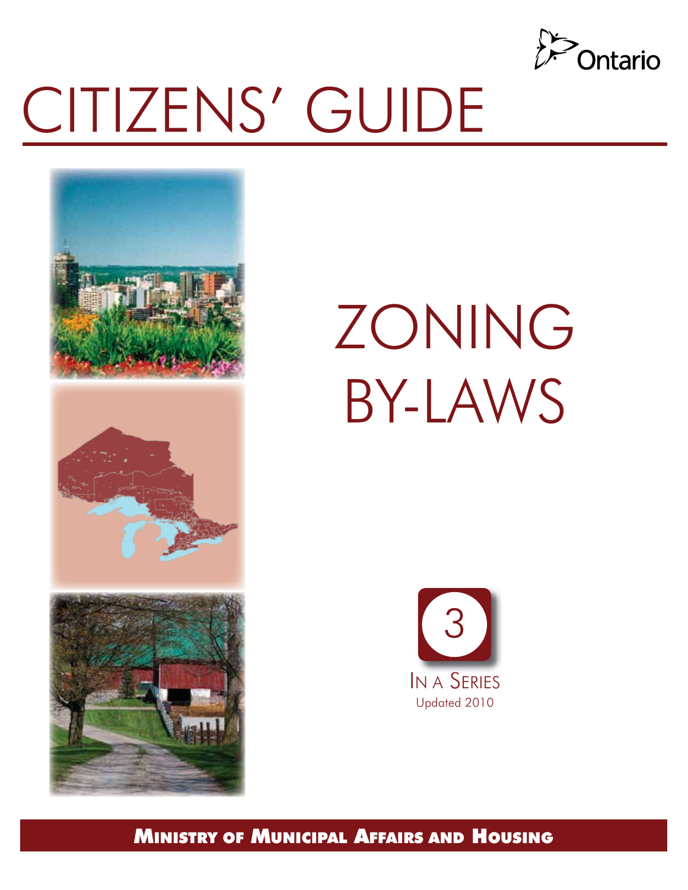Ontario

# CITIZENS' GUIDE

# ZONING BY-LAWS

3

In a Series

Updated 2010

**Ministry of Municipal Affairs and Housing**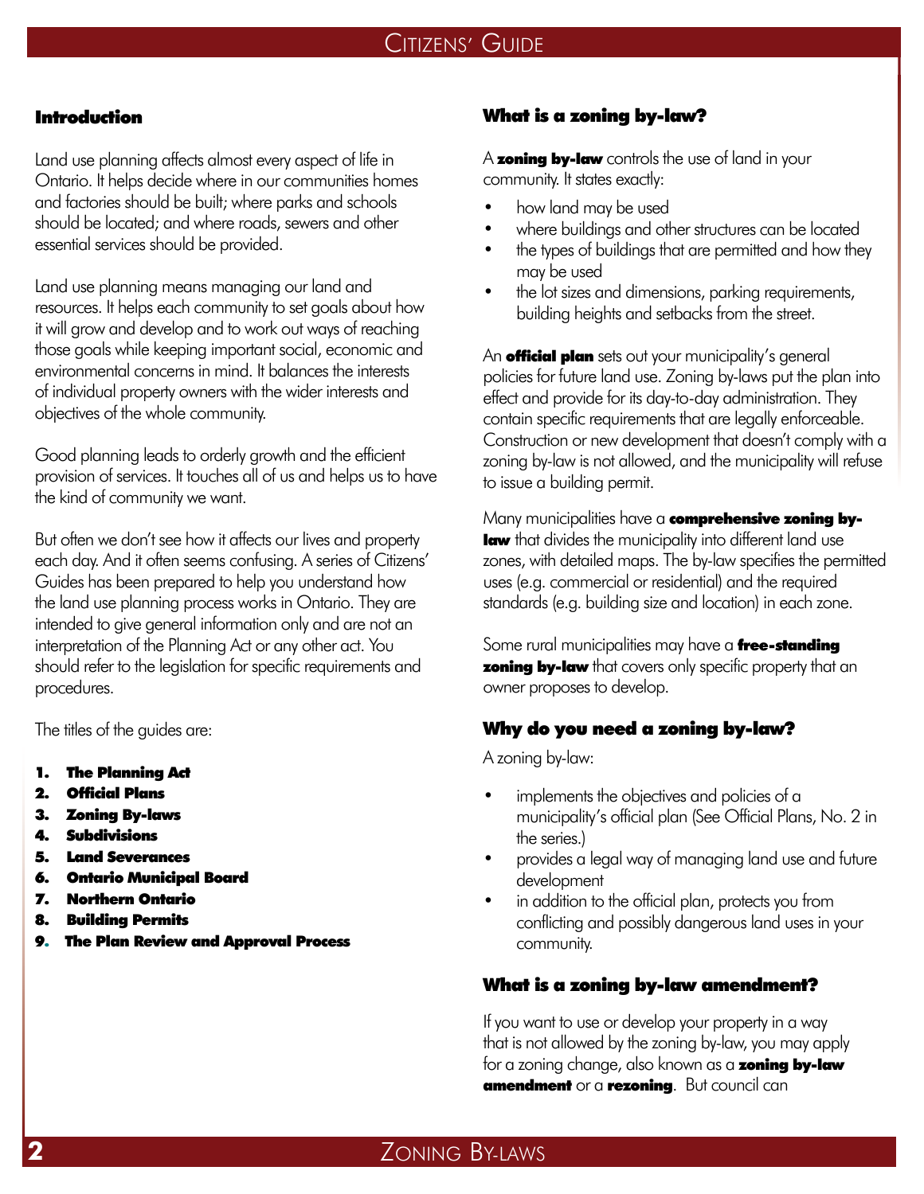## Introduction

Land use planning affects almost every aspect of life in Ontario. It helps decide where in our communities homes and factories should be built; where parks and schools should be located; and where roads, sewers and other essential services should be provided.

Land use planning means managing our land and resources. It helps each community to set goals about how it will grow and develop and to work out ways of reaching those goals while keeping important social, economic and environmental concerns in mind. It balances the interests of individual property owners with the wider interests and objectives of the whole community.

Good planning leads to orderly growth and the efficient provision of services. It touches all of us and helps us to have the kind of community we want.

But often we don't see how it affects our lives and property each day. And it often seems confusing. A series of Citizens' Guides has been prepared to help you understand how the land use planning process works in Ontario. They are intended to give general information only and are not an interpretation of the Planning Act or any other act. You should refer to the legislation for specific requirements and procedures.

The titles of the guides are:

1. **The Planning Act**
2. **Official Plans**
3. **Zoning By-laws**
4. **Subdivisions**
5. **Land Severances**
6. **Ontario Municipal Board**
7. **Northern Ontario**
8. **Building Permits**
9. **The Plan Review and Approval Process**

## What is a zoning by-law?

A **zoning by-law** controls the use of land in your community. It states exactly:

- how land may be used
- where buildings and other structures can be located
- the types of buildings that are permitted and how they may be used
- the lot sizes and dimensions, parking requirements, building heights and setbacks from the street.

An **official plan** sets out your municipality's general policies for future land use. Zoning by-laws put the plan into effect and provide for its day-to-day administration. They contain specific requirements that are legally enforceable. Construction or new development that doesn't comply with a zoning by-law is not allowed, and the municipality will refuse to issue a building permit.

Many municipalities have a **comprehensive zoning by-law** that divides the municipality into different land use zones, with detailed maps. The by-law specifies the permitted uses (e.g. commercial or residential) and the required standards (e.g. building size and location) in each zone.

Some rural municipalities may have a **free-standing zoning by-law** that covers only specific property that an owner proposes to develop.

## Why do you need a zoning by-law?

A zoning by-law:

- implements the objectives and policies of a municipality's official plan (See Official Plans, No. 2 in the series.)
- provides a legal way of managing land use and future development
- in addition to the official plan, protects you from conflicting and possibly dangerous land uses in your community.

## What is a zoning by-law amendment?

If you want to use or develop your property in a way that is not allowed by the zoning by-law, you may apply for a zoning change, also known as a **zoning by-law amendment** or a **rezoning**. But council can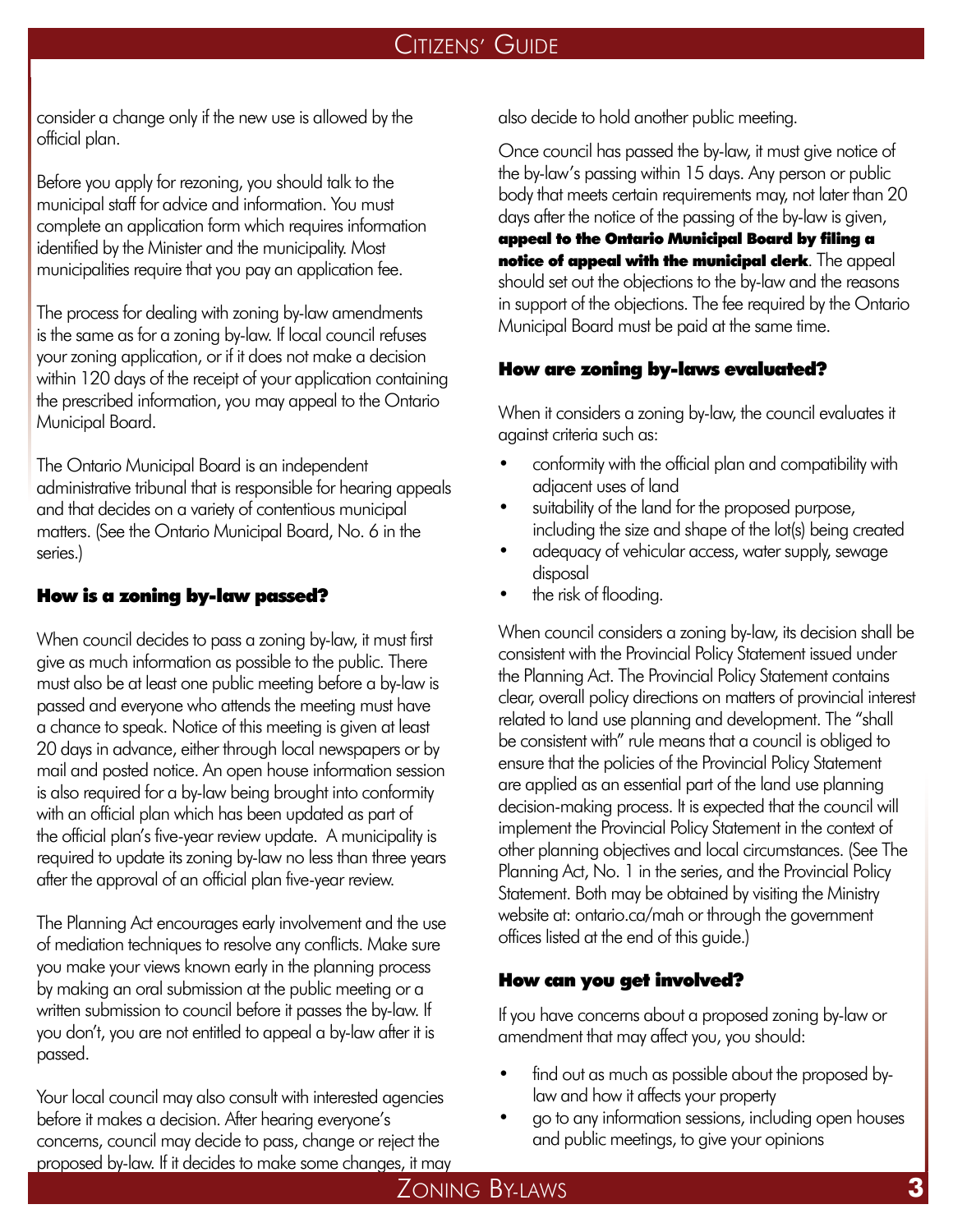consider a change only if the new use is allowed by the official plan.

Before you apply for rezoning, you should talk to the municipal staff for advice and information. You must complete an application form which requires information identified by the Minister and the municipality. Most municipalities require that you pay an application fee.

The process for dealing with zoning by-law amendments is the same as for a zoning by-law. If local council refuses your zoning application, or if it does not make a decision within 120 days of the receipt of your application containing the prescribed information, you may appeal to the Ontario Municipal Board.

The Ontario Municipal Board is an independent administrative tribunal that is responsible for hearing appeals and that decides on a variety of contentious municipal matters. (See the Ontario Municipal Board, No. 6 in the series.)

### How is a zoning by-law passed?

When council decides to pass a zoning by-law, it must first give as much information as possible to the public. There must also be at least one public meeting before a by-law is passed and everyone who attends the meeting must have a chance to speak. Notice of this meeting is given at least 20 days in advance, either through local newspapers or by mail and posted notice. An open house information session is also required for a by-law being brought into conformity with an official plan which has been updated as part of the official plan's five-year review update. A municipality is required to update its zoning by-law no less than three years after the approval of an official plan five-year review.

The Planning Act encourages early involvement and the use of mediation techniques to resolve any conflicts. Make sure you make your views known early in the planning process by making an oral submission at the public meeting or a written submission to council before it passes the by-law. If you don't, you are not entitled to appeal a by-law after it is passed.

Your local council may also consult with interested agencies before it makes a decision. After hearing everyone's concerns, council may decide to pass, change or reject the proposed by-law. If it decides to make some changes, it may also decide to hold another public meeting.

Once council has passed the by-law, it must give notice of the by-law's passing within 15 days. Any person or public body that meets certain requirements may, not later than 20 days after the notice of the passing of the by-law is given, **appeal to the Ontario Municipal Board by filing a notice of appeal with the municipal clerk**. The appeal should set out the objections to the by-law and the reasons in support of the objections. The fee required by the Ontario Municipal Board must be paid at the same time.

### How are zoning by-laws evaluated?

When it considers a zoning by-law, the council evaluates it against criteria such as:

- conformity with the official plan and compatibility with adjacent uses of land
- suitability of the land for the proposed purpose, including the size and shape of the lot(s) being created
- adequacy of vehicular access, water supply, sewage disposal
- the risk of flooding.

When council considers a zoning by-law, its decision shall be consistent with the Provincial Policy Statement issued under the Planning Act. The Provincial Policy Statement contains clear, overall policy directions on matters of provincial interest related to land use planning and development. The "shall be consistent with" rule means that a council is obliged to ensure that the policies of the Provincial Policy Statement are applied as an essential part of the land use planning decision-making process. It is expected that the council will implement the Provincial Policy Statement in the context of other planning objectives and local circumstances. (See The Planning Act, No. 1 in the series, and the Provincial Policy Statement. Both may be obtained by visiting the Ministry website at: ontario.ca/mah or through the government offices listed at the end of this guide.)

### How can you get involved?

If you have concerns about a proposed zoning by-law or amendment that may affect you, you should:

- find out as much as possible about the proposed by-law and how it affects your property
- go to any information sessions, including open houses and public meetings, to give your opinions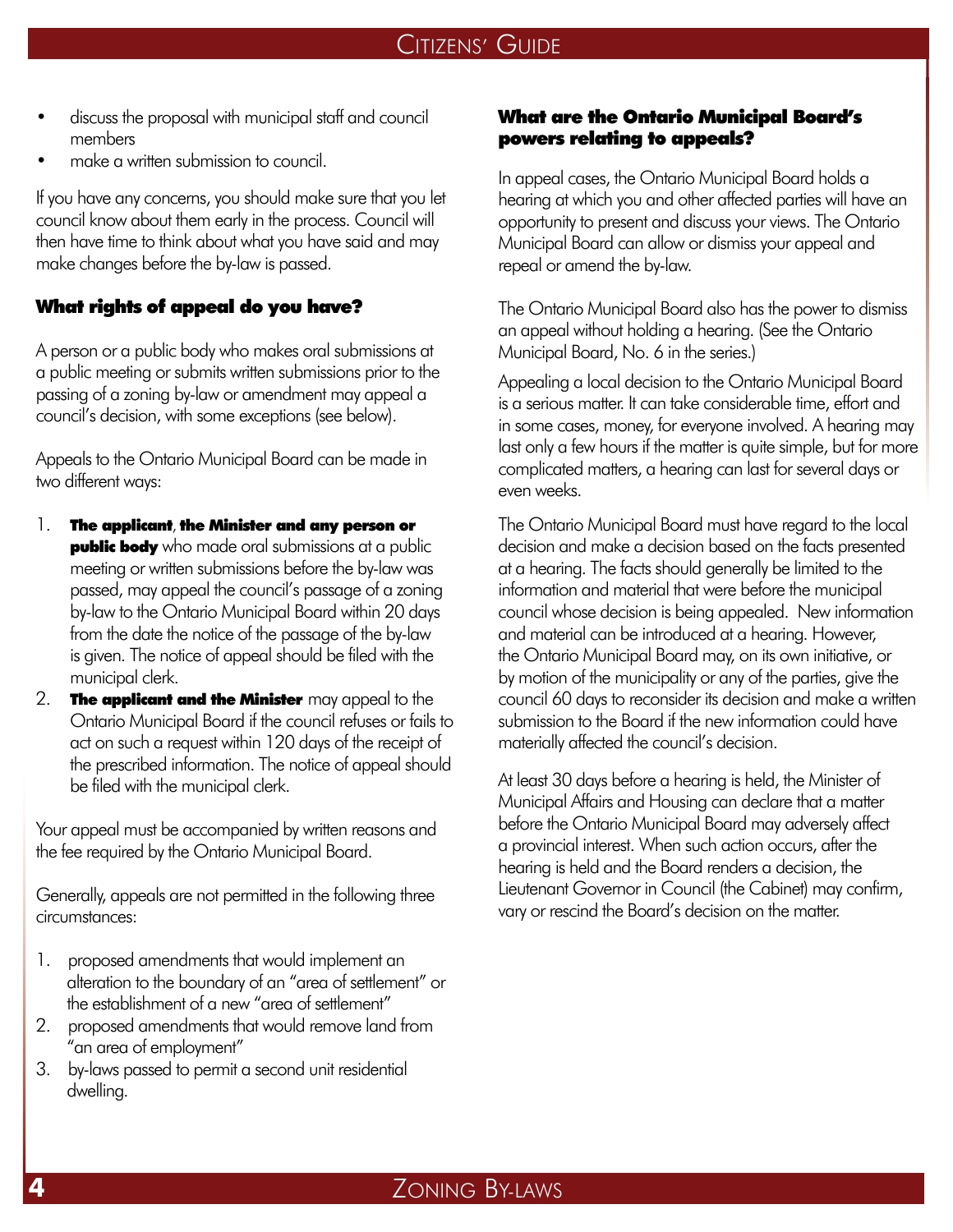- discuss the proposal with municipal staff and council members
- make a written submission to council.

If you have any concerns, you should make sure that you let council know about them early in the process. Council will then have time to think about what you have said and may make changes before the by-law is passed.

### What rights of appeal do you have?

A person or a public body who makes oral submissions at a public meeting or submits written submissions prior to the passing of a zoning by-law or amendment may appeal a council's decision, with some exceptions (see below).

Appeals to the Ontario Municipal Board can be made in two different ways:

1. **The applicant**, **the Minister and any person or public body** who made oral submissions at a public meeting or written submissions before the by-law was passed, may appeal the council's passage of a zoning by-law to the Ontario Municipal Board within 20 days from the date the notice of the passage of the by-law is given. The notice of appeal should be filed with the municipal clerk.
2. **The applicant and the Minister** may appeal to the Ontario Municipal Board if the council refuses or fails to act on such a request within 120 days of the receipt of the prescribed information. The notice of appeal should be filed with the municipal clerk.

Your appeal must be accompanied by written reasons and the fee required by the Ontario Municipal Board.

Generally, appeals are not permitted in the following three circumstances:

1. proposed amendments that would implement an alteration to the boundary of an "area of settlement" or the establishment of a new "area of settlement"
2. proposed amendments that would remove land from "an area of employment"
3. by-laws passed to permit a second unit residential dwelling.

### What are the Ontario Municipal Board's powers relating to appeals?

In appeal cases, the Ontario Municipal Board holds a hearing at which you and other affected parties will have an opportunity to present and discuss your views. The Ontario Municipal Board can allow or dismiss your appeal and repeal or amend the by-law.

The Ontario Municipal Board also has the power to dismiss an appeal without holding a hearing. (See the Ontario Municipal Board, No. 6 in the series.)

Appealing a local decision to the Ontario Municipal Board is a serious matter. It can take considerable time, effort and in some cases, money, for everyone involved. A hearing may last only a few hours if the matter is quite simple, but for more complicated matters, a hearing can last for several days or even weeks.

The Ontario Municipal Board must have regard to the local decision and make a decision based on the facts presented at a hearing. The facts should generally be limited to the information and material that were before the municipal council whose decision is being appealed. New information and material can be introduced at a hearing. However, the Ontario Municipal Board may, on its own initiative, or by motion of the municipality or any of the parties, give the council 60 days to reconsider its decision and make a written submission to the Board if the new information could have materially affected the council's decision.

At least 30 days before a hearing is held, the Minister of Municipal Affairs and Housing can declare that a matter before the Ontario Municipal Board may adversely affect a provincial interest. When such action occurs, after the hearing is held and the Board renders a decision, the Lieutenant Governor in Council (the Cabinet) may confirm, vary or rescind the Board's decision on the matter.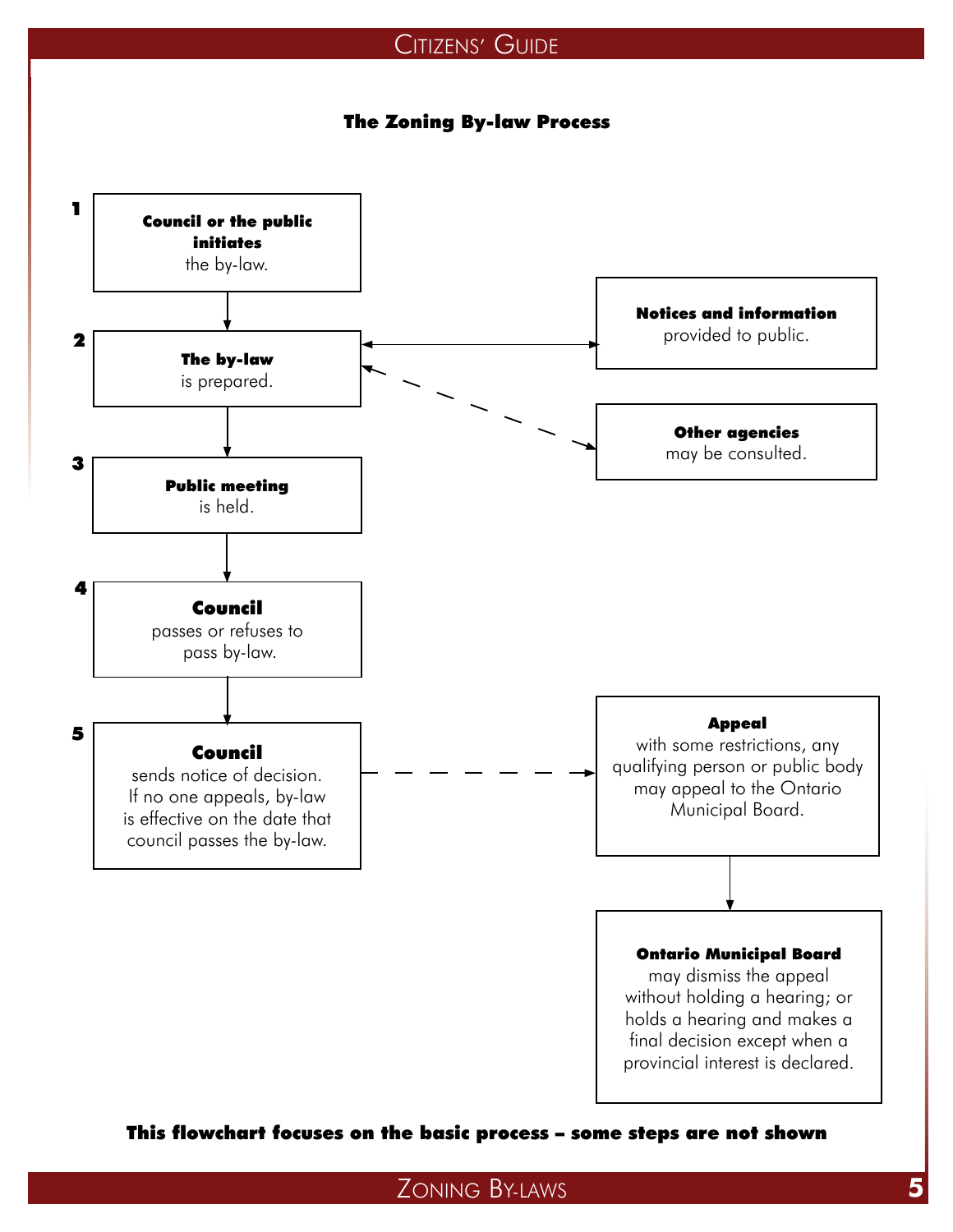## The Zoning By-law Process

**1** **Council or the public initiates** the by-law.

**2** **The by-law** is prepared.

- **Notices and information** provided to public.
- **Other agencies** may be consulted.

**3** **Public meeting** is held.

**4** **Council** passes or refuses to pass by-law.

**5** **Council** sends notice of decision. If no one appeals, by-law is effective on the date that council passes the by-law.

- **Appeal** with some restrictions, any qualifying person or public body may appeal to the Ontario Municipal Board.
- **Ontario Municipal Board** may dismiss the appeal without holding a hearing; or holds a hearing and makes a final decision except when a provincial interest is declared.

**This flowchart focuses on the basic process – some steps are not shown**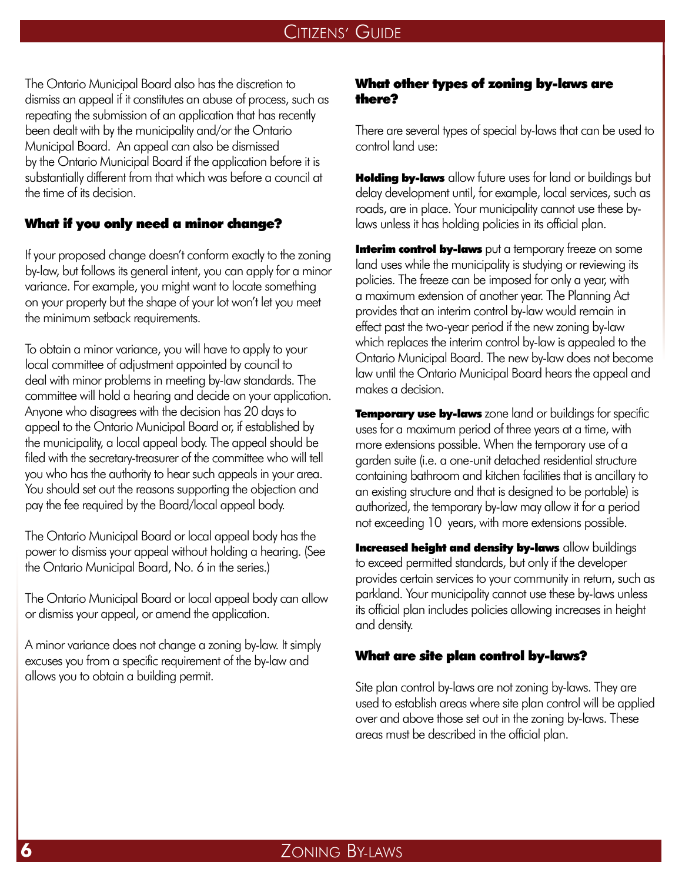The Ontario Municipal Board also has the discretion to dismiss an appeal if it constitutes an abuse of process, such as repeating the submission of an application that has recently been dealt with by the municipality and/or the Ontario Municipal Board. An appeal can also be dismissed by the Ontario Municipal Board if the application before it is substantially different from that which was before a council at the time of its decision.

### What if you only need a minor change?

If your proposed change doesn't conform exactly to the zoning by-law, but follows its general intent, you can apply for a minor variance. For example, you might want to locate something on your property but the shape of your lot won't let you meet the minimum setback requirements.

To obtain a minor variance, you will have to apply to your local committee of adjustment appointed by council to deal with minor problems in meeting by-law standards. The committee will hold a hearing and decide on your application. Anyone who disagrees with the decision has 20 days to appeal to the Ontario Municipal Board or, if established by the municipality, a local appeal body. The appeal should be filed with the secretary-treasurer of the committee who will tell you who has the authority to hear such appeals in your area. You should set out the reasons supporting the objection and pay the fee required by the Board/local appeal body.

The Ontario Municipal Board or local appeal body has the power to dismiss your appeal without holding a hearing. (See the Ontario Municipal Board, No. 6 in the series.)

The Ontario Municipal Board or local appeal body can allow or dismiss your appeal, or amend the application.

A minor variance does not change a zoning by-law. It simply excuses you from a specific requirement of the by-law and allows you to obtain a building permit.

### What other types of zoning by-laws are there?

There are several types of special by-laws that can be used to control land use:

**Holding by-laws** allow future uses for land or buildings but delay development until, for example, local services, such as roads, are in place. Your municipality cannot use these by-laws unless it has holding policies in its official plan.

**Interim control by-laws** put a temporary freeze on some land uses while the municipality is studying or reviewing its policies. The freeze can be imposed for only a year, with a maximum extension of another year. The Planning Act provides that an interim control by-law would remain in effect past the two-year period if the new zoning by-law which replaces the interim control by-law is appealed to the Ontario Municipal Board. The new by-law does not become law until the Ontario Municipal Board hears the appeal and makes a decision.

**Temporary use by-laws** zone land or buildings for specific uses for a maximum period of three years at a time, with more extensions possible. When the temporary use of a garden suite (i.e. a one-unit detached residential structure containing bathroom and kitchen facilities that is ancillary to an existing structure and that is designed to be portable) is authorized, the temporary by-law may allow it for a period not exceeding 10 years, with more extensions possible.

**Increased height and density by-laws** allow buildings to exceed permitted standards, but only if the developer provides certain services to your community in return, such as parkland. Your municipality cannot use these by-laws unless its official plan includes policies allowing increases in height and density.

### What are site plan control by-laws?

Site plan control by-laws are not zoning by-laws. They are used to establish areas where site plan control will be applied over and above those set out in the zoning by-laws. These areas must be described in the official plan.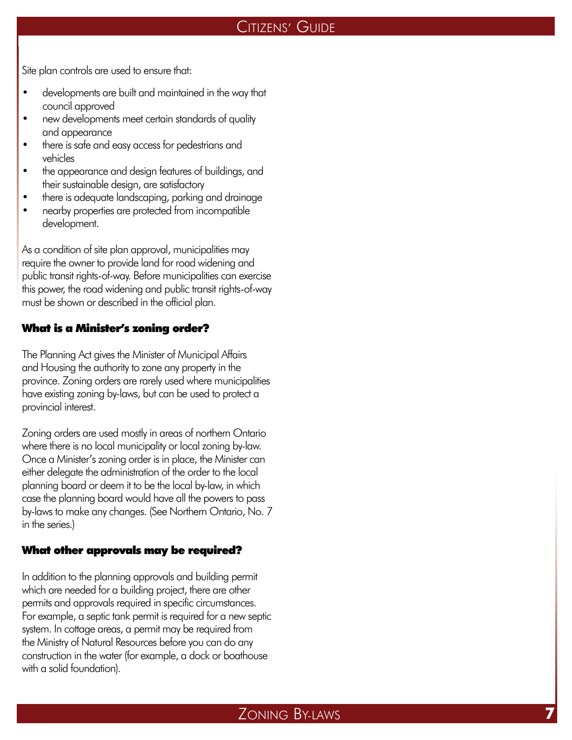Site plan controls are used to ensure that:

- developments are built and maintained in the way that council approved
- new developments meet certain standards of quality and appearance
- there is safe and easy access for pedestrians and vehicles
- the appearance and design features of buildings, and their sustainable design, are satisfactory
- there is adequate landscaping, parking and drainage
- nearby properties are protected from incompatible development.

As a condition of site plan approval, municipalities may require the owner to provide land for road widening and public transit rights-of-way. Before municipalities can exercise this power, the road widening and public transit rights-of-way must be shown or described in the official plan.

### What is a Minister's zoning order?

The Planning Act gives the Minister of Municipal Affairs and Housing the authority to zone any property in the province. Zoning orders are rarely used where municipalities have existing zoning by-laws, but can be used to protect a provincial interest.

Zoning orders are used mostly in areas of northern Ontario where there is no local municipality or local zoning by-law. Once a Minister's zoning order is in place, the Minister can either delegate the administration of the order to the local planning board or deem it to be the local by-law, in which case the planning board would have all the powers to pass by-laws to make any changes. (See Northern Ontario, No. 7 in the series.)

### What other approvals may be required?

In addition to the planning approvals and building permit which are needed for a building project, there are other permits and approvals required in specific circumstances. For example, a septic tank permit is required for a new septic system. In cottage areas, a permit may be required from the Ministry of Natural Resources before you can do any construction in the water (for example, a dock or boathouse with a solid foundation).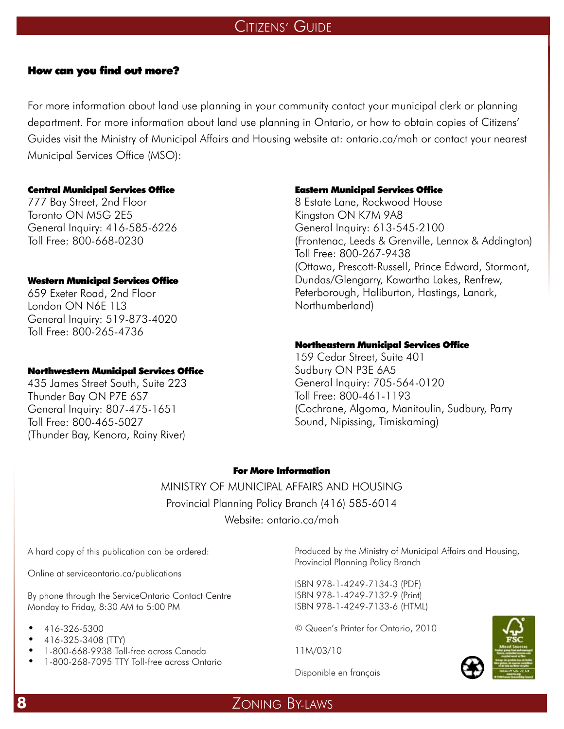## How can you find out more?

For more information about land use planning in your community contact your municipal clerk or planning department. For more information about land use planning in Ontario, or how to obtain copies of Citizens' Guides visit the Ministry of Municipal Affairs and Housing website at: ontario.ca/mah or contact your nearest Municipal Services Office (MSO):

**Central Municipal Services Office**
777 Bay Street, 2nd Floor
Toronto ON M5G 2E5
General Inquiry: 416-585-6226
Toll Free: 800-668-0230

**Western Municipal Services Office**
659 Exeter Road, 2nd Floor
London ON N6E 1L3
General Inquiry: 519-873-4020
Toll Free: 800-265-4736

**Northwestern Municipal Services Office**
435 James Street South, Suite 223
Thunder Bay ON P7E 6S7
General Inquiry: 807-475-1651
Toll Free: 800-465-5027
(Thunder Bay, Kenora, Rainy River)

**Eastern Municipal Services Office**
8 Estate Lane, Rockwood House
Kingston ON K7M 9A8
General Inquiry: 613-545-2100
(Frontenac, Leeds & Grenville, Lennox & Addington)
Toll Free: 800-267-9438
(Ottawa, Prescott-Russell, Prince Edward, Stormont, Dundas/Glengarry, Kawartha Lakes, Renfrew, Peterborough, Haliburton, Hastings, Lanark, Northumberland)

**Northeastern Municipal Services Office**
159 Cedar Street, Suite 401
Sudbury ON P3E 6A5
General Inquiry: 705-564-0120
Toll Free: 800-461-1193
(Cochrane, Algoma, Manitoulin, Sudbury, Parry Sound, Nipissing, Timiskaming)

**For More Information**

MINISTRY OF MUNICIPAL AFFAIRS AND HOUSING
Provincial Planning Policy Branch (416) 585-6014
Website: ontario.ca/mah

A hard copy of this publication can be ordered:

Online at serviceontario.ca/publications

By phone through the ServiceOntario Contact Centre
Monday to Friday, 8:30 AM to 5:00 PM

- 416-326-5300
- 416-325-3408 (TTY)
- 1-800-668-9938 Toll-free across Canada
- 1-800-268-7095 TTY Toll-free across Ontario

Produced by the Ministry of Municipal Affairs and Housing, Provincial Planning Policy Branch

ISBN 978-1-4249-7134-3 (PDF)
ISBN 978-1-4249-7132-9 (Print)
ISBN 978-1-4249-7133-6 (HTML)

© Queen's Printer for Ontario, 2010

11M/03/10

Disponible en français